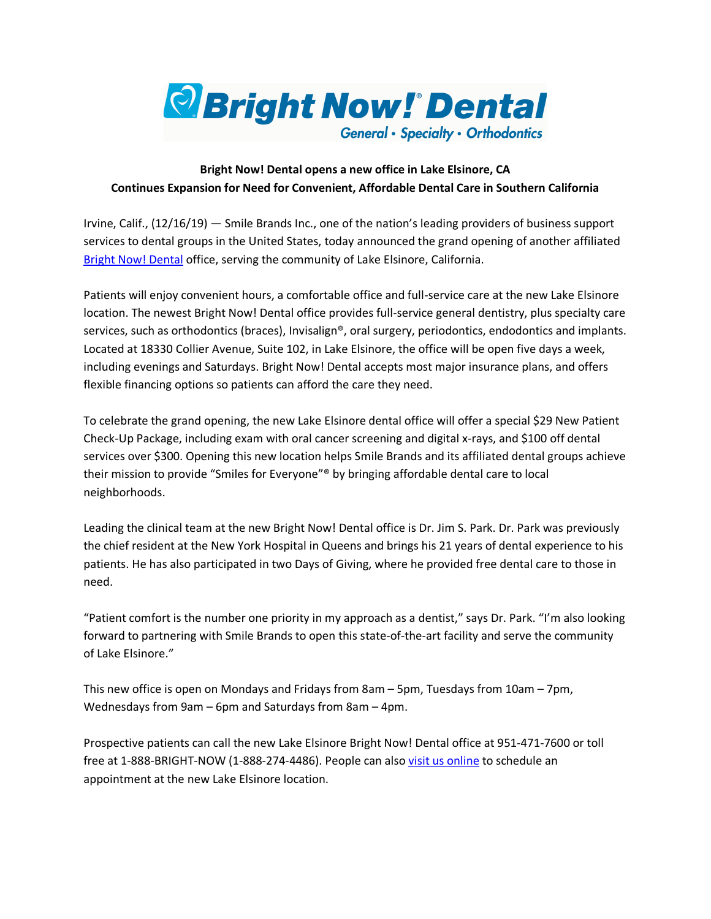**Bright Now! Dental opens a new office in Lake Elsinore, CA**
**Continues Expansion for Need for Convenient, Affordable Dental Care in Southern California**

Irvine, Calif., (12/16/19) — Smile Brands Inc., one of the nation's leading providers of business support services to dental groups in the United States, today announced the grand opening of another affiliated Bright Now! Dental office, serving the community of Lake Elsinore, California.

Patients will enjoy convenient hours, a comfortable office and full-service care at the new Lake Elsinore location. The newest Bright Now! Dental office provides full-service general dentistry, plus specialty care services, such as orthodontics (braces), Invisalign®, oral surgery, periodontics, endodontics and implants. Located at 18330 Collier Avenue, Suite 102, in Lake Elsinore, the office will be open five days a week, including evenings and Saturdays. Bright Now! Dental accepts most major insurance plans, and offers flexible financing options so patients can afford the care they need.

To celebrate the grand opening, the new Lake Elsinore dental office will offer a special $29 New Patient Check-Up Package, including exam with oral cancer screening and digital x-rays, and $100 off dental services over $300. Opening this new location helps Smile Brands and its affiliated dental groups achieve their mission to provide "Smiles for Everyone"® by bringing affordable dental care to local neighborhoods.

Leading the clinical team at the new Bright Now! Dental office is Dr. Jim S. Park. Dr. Park was previously the chief resident at the New York Hospital in Queens and brings his 21 years of dental experience to his patients. He has also participated in two Days of Giving, where he provided free dental care to those in need.

"Patient comfort is the number one priority in my approach as a dentist," says Dr. Park. "I'm also looking forward to partnering with Smile Brands to open this state-of-the-art facility and serve the community of Lake Elsinore."

This new office is open on Mondays and Fridays from 8am – 5pm, Tuesdays from 10am – 7pm, Wednesdays from 9am – 6pm and Saturdays from 8am – 4pm.

Prospective patients can call the new Lake Elsinore Bright Now! Dental office at 951-471-7600 or toll free at 1-888-BRIGHT-NOW (1-888-274-4486). People can also visit us online to schedule an appointment at the new Lake Elsinore location.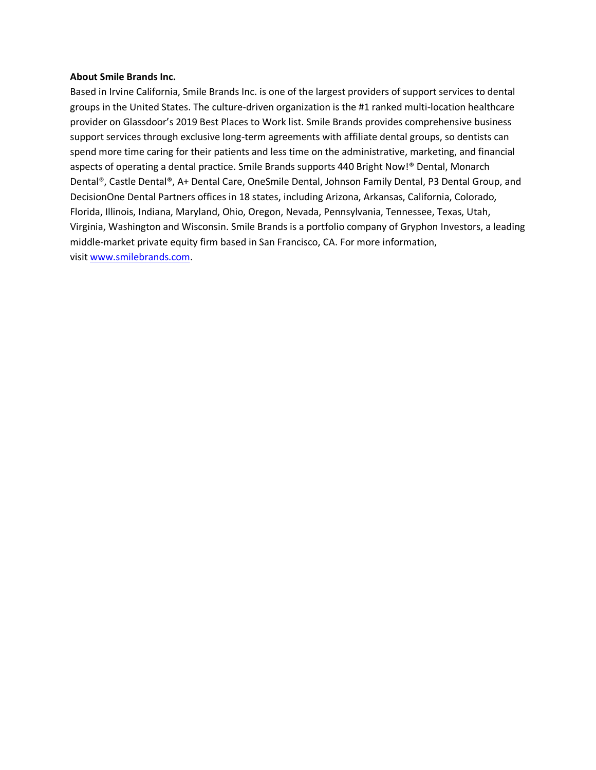**About Smile Brands Inc.**

Based in Irvine California, Smile Brands Inc. is one of the largest providers of support services to dental groups in the United States. The culture-driven organization is the #1 ranked multi-location healthcare provider on Glassdoor's 2019 Best Places to Work list. Smile Brands provides comprehensive business support services through exclusive long-term agreements with affiliate dental groups, so dentists can spend more time caring for their patients and less time on the administrative, marketing, and financial aspects of operating a dental practice. Smile Brands supports 440 Bright Now!® Dental, Monarch Dental®, Castle Dental®, A+ Dental Care, OneSmile Dental, Johnson Family Dental, P3 Dental Group, and DecisionOne Dental Partners offices in 18 states, including Arizona, Arkansas, California, Colorado, Florida, Illinois, Indiana, Maryland, Ohio, Oregon, Nevada, Pennsylvania, Tennessee, Texas, Utah, Virginia, Washington and Wisconsin. Smile Brands is a portfolio company of Gryphon Investors, a leading middle-market private equity firm based in San Francisco, CA. For more information, visit [www.smilebrands.com](http://www.smilebrands.com).